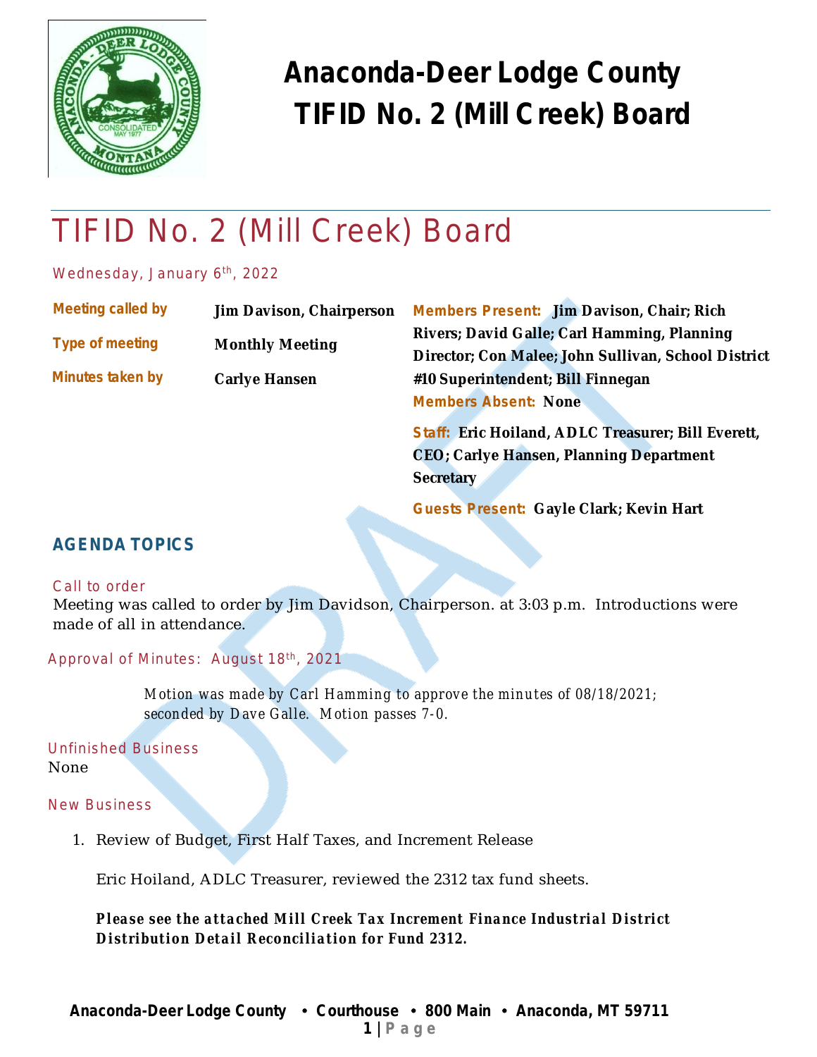# Anaconda-Deer Lodge County TIFID No. 2 (Mill Creek) Board

## TIFID No. 2 (Mill Creek) Board

Wednesday, January 6th, 2022

**Meeting called by** Jim Davison, Chairperson

**Type of meeting** Monthly Meeting

**Minutes taken by** Carlye Hansen

**Members Present:** Jim Davison, Chair; Rich Rivers; David Galle; Carl Hamming, Planning Director; Con Malee; John Sullivan, School District #10 Superintendent; Bill Finnegan

**Members Absent:** None

**Staff:** Eric Hoiland, ADLC Treasurer; Bill Everett, CEO; Carlye Hansen, Planning Department Secretary

**Guests Present:** Gayle Clark; Kevin Hart

### AGENDA TOPICS

#### Call to order

Meeting was called to order by Jim Davidson, Chairperson. at 3:03 p.m. Introductions were made of all in attendance.

#### Approval of Minutes: August 18th, 2021

> Motion was made by Carl Hamming to approve the minutes of 08/18/2021; seconded by Dave Galle. Motion passes 7-0.

#### Unfinished Business

None

#### New Business

1. Review of Budget, First Half Taxes, and Increment Release

   Eric Hoiland, ADLC Treasurer, reviewed the 2312 tax fund sheets.

   **Please see the attached Mill Creek Tax Increment Finance Industrial District Distribution Detail Reconciliation for Fund 2312.**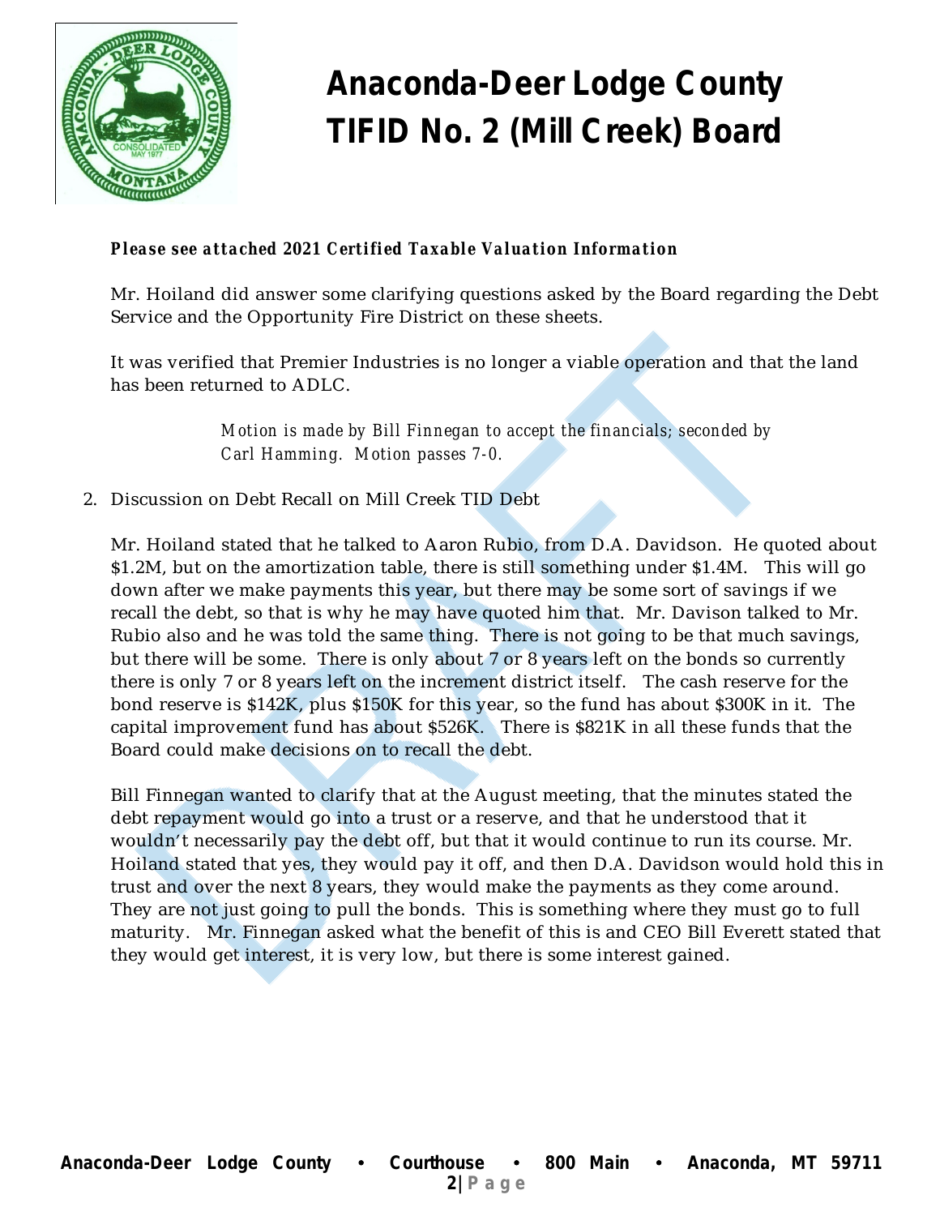**Please see attached 2021 Certified Taxable Valuation Information**

Mr. Hoiland did answer some clarifying questions asked by the Board regarding the Debt Service and the Opportunity Fire District on these sheets.

It was verified that Premier Industries is no longer a viable operation and that the land has been returned to ADLC.

> *Motion is made by Bill Finnegan to accept the financials; seconded by Carl Hamming. Motion passes 7-0.*

2. Discussion on Debt Recall on Mill Creek TID Debt

Mr. Hoiland stated that he talked to Aaron Rubio, from D.A. Davidson. He quoted about $1.2M, but on the amortization table, there is still something under $1.4M. This will go down after we make payments this year, but there may be some sort of savings if we recall the debt, so that is why he may have quoted him that. Mr. Davison talked to Mr. Rubio also and he was told the same thing. There is not going to be that much savings, but there will be some. There is only about 7 or 8 years left on the bonds so currently there is only 7 or 8 years left on the increment district itself. The cash reserve for the bond reserve is $142K, plus $150K for this year, so the fund has about $300K in it. The capital improvement fund has about $526K. There is $821K in all these funds that the Board could make decisions on to recall the debt.

Bill Finnegan wanted to clarify that at the August meeting, that the minutes stated the debt repayment would go into a trust or a reserve, and that he understood that it wouldn't necessarily pay the debt off, but that it would continue to run its course. Mr. Hoiland stated that yes, they would pay it off, and then D.A. Davidson would hold this in trust and over the next 8 years, they would make the payments as they come around. They are not just going to pull the bonds. This is something where they must go to full maturity. Mr. Finnegan asked what the benefit of this is and CEO Bill Everett stated that they would get interest, it is very low, but there is some interest gained.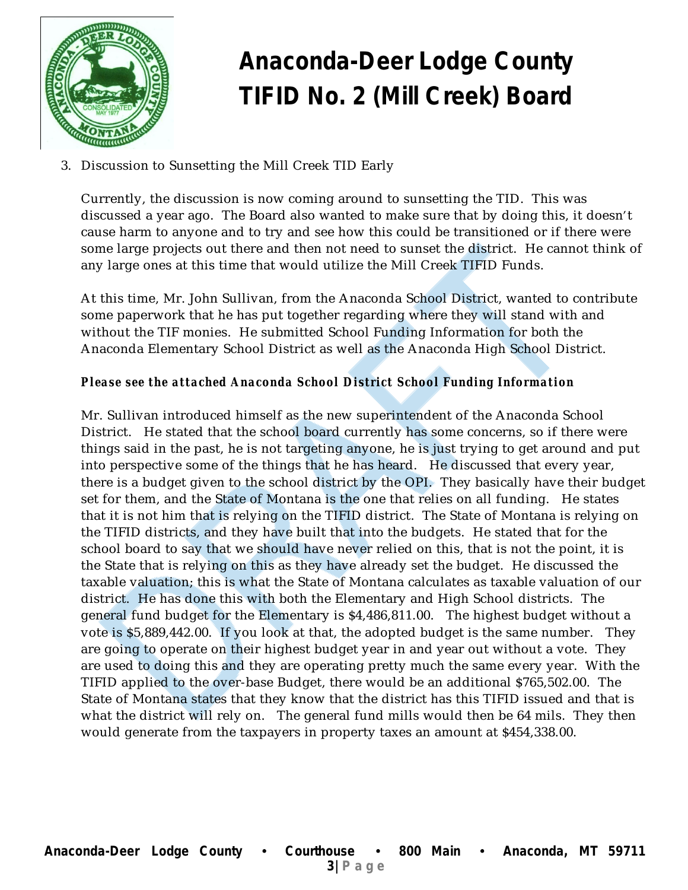3. Discussion to Sunsetting the Mill Creek TID Early

   Currently, the discussion is now coming around to sunsetting the TID. This was discussed a year ago. The Board also wanted to make sure that by doing this, it doesn't cause harm to anyone and to try and see how this could be transitioned or if there were some large projects out there and then not need to sunset the district. He cannot think of any large ones at this time that would utilize the Mill Creek TIFID Funds.

   At this time, Mr. John Sullivan, from the Anaconda School District, wanted to contribute some paperwork that he has put together regarding where they will stand with and without the TIF monies. He submitted School Funding Information for both the Anaconda Elementary School District as well as the Anaconda High School District.

   ***Please see the attached Anaconda School District School Funding Information***

   Mr. Sullivan introduced himself as the new superintendent of the Anaconda School District. He stated that the school board currently has some concerns, so if there were things said in the past, he is not targeting anyone, he is just trying to get around and put into perspective some of the things that he has heard. He discussed that every year, there is a budget given to the school district by the OPI. They basically have their budget set for them, and the State of Montana is the one that relies on all funding. He states that it is not him that is relying on the TIFID district. The State of Montana is relying on the TIFID districts, and they have built that into the budgets. He stated that for the school board to say that we should have never relied on this, that is not the point, it is the State that is relying on this as they have already set the budget. He discussed the taxable valuation; this is what the State of Montana calculates as taxable valuation of our district. He has done this with both the Elementary and High School districts. The general fund budget for the Elementary is $4,486,811.00. The highest budget without a vote is $5,889,442.00. If you look at that, the adopted budget is the same number. They are going to operate on their highest budget year in and year out without a vote. They are used to doing this and they are operating pretty much the same every year. With the TIFID applied to the over-base Budget, there would be an additional $765,502.00. The State of Montana states that they know that the district has this TIFID issued and that is what the district will rely on. The general fund mills would then be 64 mils. They then would generate from the taxpayers in property taxes an amount at $454,338.00.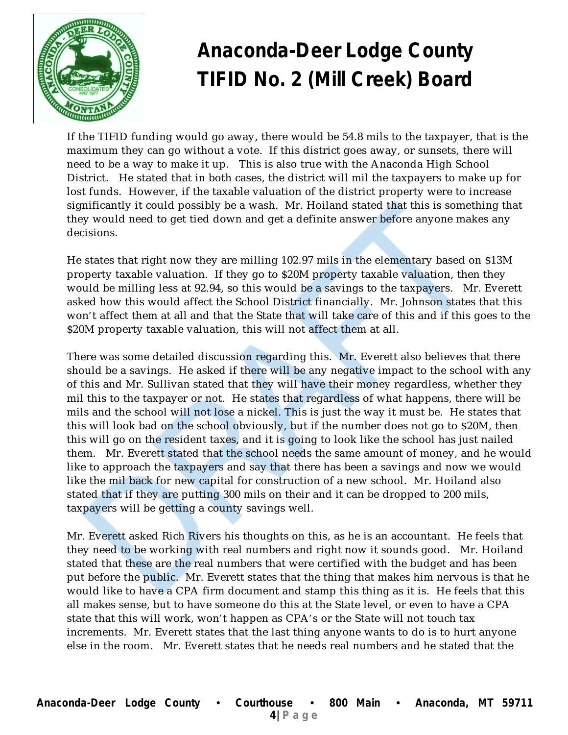If the TIFID funding would go away, there would be 54.8 mils to the taxpayer, that is the maximum they can go without a vote. If this district goes away, or sunsets, there will need to be a way to make it up. This is also true with the Anaconda High School District. He stated that in both cases, the district will mil the taxpayers to make up for lost funds. However, if the taxable valuation of the district property were to increase significantly it could possibly be a wash. Mr. Hoiland stated that this is something that they would need to get tied down and get a definite answer before anyone makes any decisions.

He states that right now they are milling 102.97 mils in the elementary based on $13M property taxable valuation. If they go to $20M property taxable valuation, then they would be milling less at 92.94, so this would be a savings to the taxpayers. Mr. Everett asked how this would affect the School District financially. Mr. Johnson states that this won't affect them at all and that the State that will take care of this and if this goes to the $20M property taxable valuation, this will not affect them at all.

There was some detailed discussion regarding this. Mr. Everett also believes that there should be a savings. He asked if there will be any negative impact to the school with any of this and Mr. Sullivan stated that they will have their money regardless, whether they mil this to the taxpayer or not. He states that regardless of what happens, there will be mils and the school will not lose a nickel. This is just the way it must be. He states that this will look bad on the school obviously, but if the number does not go to $20M, then this will go on the resident taxes, and it is going to look like the school has just nailed them. Mr. Everett stated that the school needs the same amount of money, and he would like to approach the taxpayers and say that there has been a savings and now we would like the mil back for new capital for construction of a new school. Mr. Hoiland also stated that if they are putting 300 mils on their and it can be dropped to 200 mils, taxpayers will be getting a county savings well.

Mr. Everett asked Rich Rivers his thoughts on this, as he is an accountant. He feels that they need to be working with real numbers and right now it sounds good. Mr. Hoiland stated that these are the real numbers that were certified with the budget and has been put before the public. Mr. Everett states that the thing that makes him nervous is that he would like to have a CPA firm document and stamp this thing as it is. He feels that this all makes sense, but to have someone do this at the State level, or even to have a CPA state that this will work, won't happen as CPA's or the State will not touch tax increments. Mr. Everett states that the last thing anyone wants to do is to hurt anyone else in the room. Mr. Everett states that he needs real numbers and he stated that the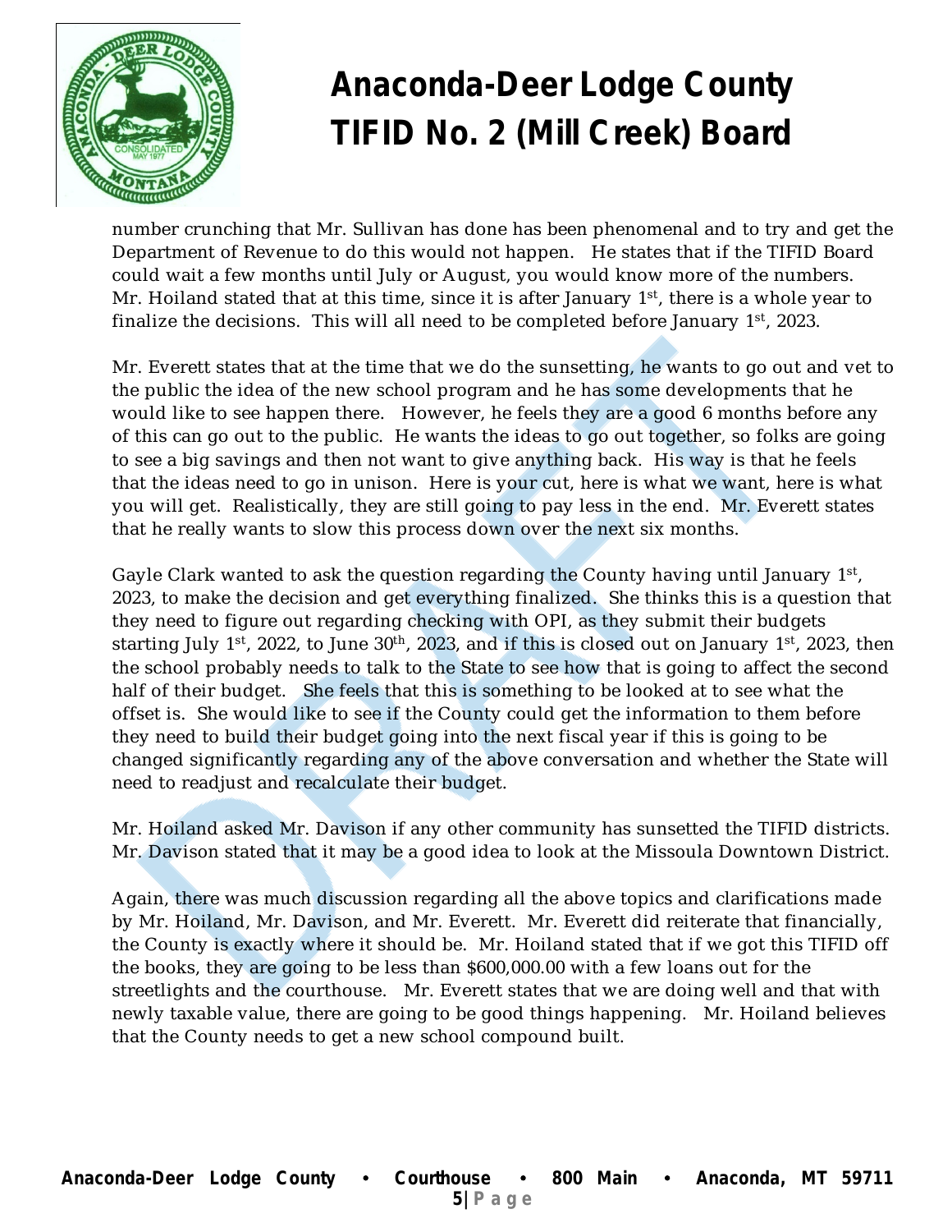number crunching that Mr. Sullivan has done has been phenomenal and to try and get the Department of Revenue to do this would not happen. He states that if the TIFID Board could wait a few months until July or August, you would know more of the numbers. Mr. Hoiland stated that at this time, since it is after January 1st, there is a whole year to finalize the decisions. This will all need to be completed before January 1st, 2023.

Mr. Everett states that at the time that we do the sunsetting, he wants to go out and vet to the public the idea of the new school program and he has some developments that he would like to see happen there. However, he feels they are a good 6 months before any of this can go out to the public. He wants the ideas to go out together, so folks are going to see a big savings and then not want to give anything back. His way is that he feels that the ideas need to go in unison. Here is your cut, here is what we want, here is what you will get. Realistically, they are still going to pay less in the end. Mr. Everett states that he really wants to slow this process down over the next six months.

Gayle Clark wanted to ask the question regarding the County having until January 1st, 2023, to make the decision and get everything finalized. She thinks this is a question that they need to figure out regarding checking with OPI, as they submit their budgets starting July 1st, 2022, to June 30th, 2023, and if this is closed out on January 1st, 2023, then the school probably needs to talk to the State to see how that is going to affect the second half of their budget. She feels that this is something to be looked at to see what the offset is. She would like to see if the County could get the information to them before they need to build their budget going into the next fiscal year if this is going to be changed significantly regarding any of the above conversation and whether the State will need to readjust and recalculate their budget.

Mr. Hoiland asked Mr. Davison if any other community has sunsetted the TIFID districts. Mr. Davison stated that it may be a good idea to look at the Missoula Downtown District.

Again, there was much discussion regarding all the above topics and clarifications made by Mr. Hoiland, Mr. Davison, and Mr. Everett. Mr. Everett did reiterate that financially, the County is exactly where it should be. Mr. Hoiland stated that if we got this TIFID off the books, they are going to be less than $600,000.00 with a few loans out for the streetlights and the courthouse. Mr. Everett states that we are doing well and that with newly taxable value, there are going to be good things happening. Mr. Hoiland believes that the County needs to get a new school compound built.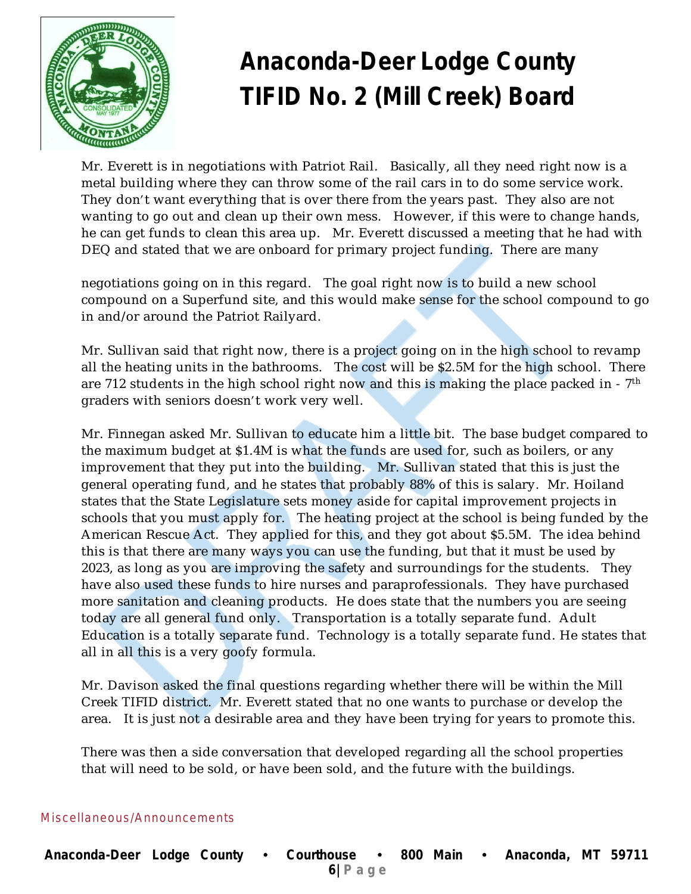Mr. Everett is in negotiations with Patriot Rail. Basically, all they need right now is a metal building where they can throw some of the rail cars in to do some service work. They don't want everything that is over there from the years past. They also are not wanting to go out and clean up their own mess. However, if this were to change hands, he can get funds to clean this area up. Mr. Everett discussed a meeting that he had with DEQ and stated that we are onboard for primary project funding. There are many

negotiations going on in this regard. The goal right now is to build a new school compound on a Superfund site, and this would make sense for the school compound to go in and/or around the Patriot Railyard.

Mr. Sullivan said that right now, there is a project going on in the high school to revamp all the heating units in the bathrooms. The cost will be $2.5M for the high school. There are 712 students in the high school right now and this is making the place packed in - 7th graders with seniors doesn't work very well.

Mr. Finnegan asked Mr. Sullivan to educate him a little bit. The base budget compared to the maximum budget at $1.4M is what the funds are used for, such as boilers, or any improvement that they put into the building. Mr. Sullivan stated that this is just the general operating fund, and he states that probably 88% of this is salary. Mr. Hoiland states that the State Legislature sets money aside for capital improvement projects in schools that you must apply for. The heating project at the school is being funded by the American Rescue Act. They applied for this, and they got about $5.5M. The idea behind this is that there are many ways you can use the funding, but that it must be used by 2023, as long as you are improving the safety and surroundings for the students. They have also used these funds to hire nurses and paraprofessionals. They have purchased more sanitation and cleaning products. He does state that the numbers you are seeing today are all general fund only. Transportation is a totally separate fund. Adult Education is a totally separate fund. Technology is a totally separate fund. He states that all in all this is a very goofy formula.

Mr. Davison asked the final questions regarding whether there will be within the Mill Creek TIFID district. Mr. Everett stated that no one wants to purchase or develop the area. It is just not a desirable area and they have been trying for years to promote this.

There was then a side conversation that developed regarding all the school properties that will need to be sold, or have been sold, and the future with the buildings.

## Miscellaneous/Announcements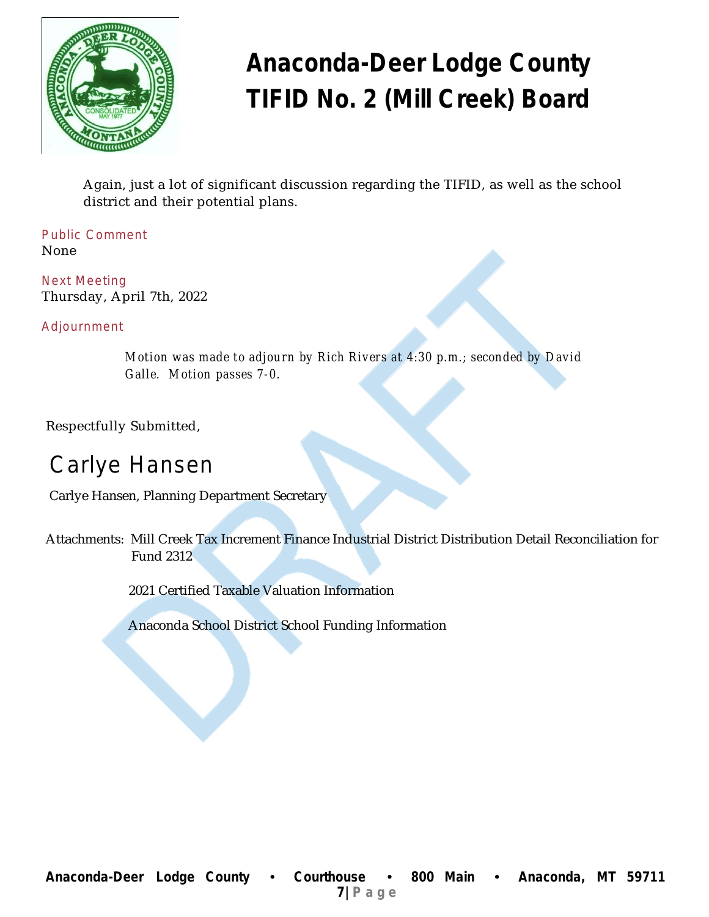Again, just a lot of significant discussion regarding the TIFID, as well as the school district and their potential plans.

## Public Comment

None

## Next Meeting

Thursday, April 7th, 2022

## Adjournment

*Motion was made to adjourn by Rich Rivers at 4:30 p.m.; seconded by David Galle. Motion passes 7-0.*

Respectfully Submitted,

Carlye Hansen

Carlye Hansen, Planning Department Secretary

Attachments: Mill Creek Tax Increment Finance Industrial District Distribution Detail Reconciliation for Fund 2312

2021 Certified Taxable Valuation Information

Anaconda School District School Funding Information